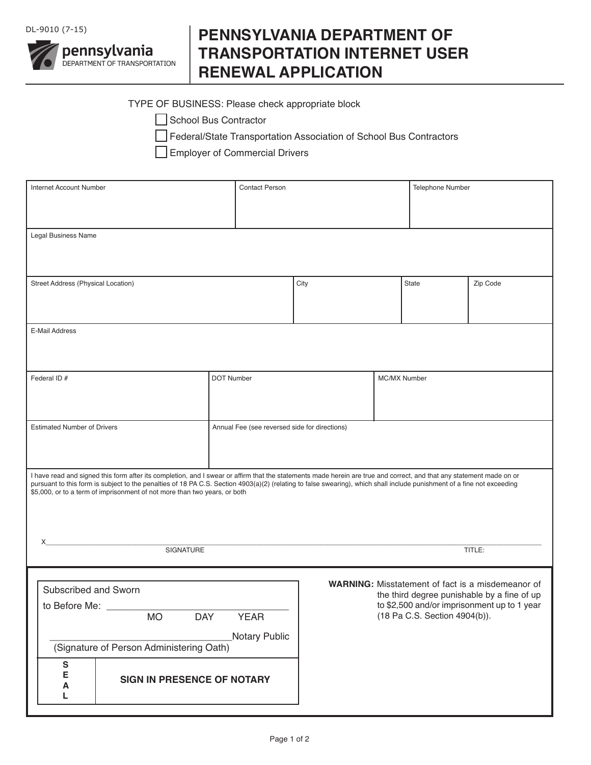DL-9010 (7-15)

pennsylvania
DEPARTMENT OF TRANSPORTATION

# PENNSYLVANIA DEPARTMENT OF TRANSPORTATION INTERNET USER RENEWAL APPLICATION

TYPE OF BUSINESS: Please check appropriate block

- ☐ School Bus Contractor
- ☐ Federal/State Transportation Association of School Bus Contractors
- ☐ Employer of Commercial Drivers

| Internet Account Number | Contact Person | Telephone Number |
|---|---|---|
| | | |

| Legal Business Name |
|---|
| |

| Street Address (Physical Location) | City | State | Zip Code |
|---|---|---|---|
| | | | |

| E-Mail Address |
|---|
| |

| Federal ID # | DOT Number | MC/MX Number |
|---|---|---|
| | | |

| Estimated Number of Drivers | Annual Fee (see reversed side for directions) |
|---|---|
| | |

I have read and signed this form after its completion, and I swear or affirm that the statements made herein are true and correct, and that any statement made on or pursuant to this form is subject to the penalties of 18 PA C.S. Section 4903(a)(2) (relating to false swearing), which shall include punishment of a fine not exceeding $5,000, or to a term of imprisonment of not more than two years, or both

X______________________________________________________________________________

SIGNATURE TITLE:

Subscribed and Sworn

to Before Me: ________________________________
MO DAY YEAR

__________________________________Notary Public
(Signature of Person Administering Oath)

SEAL

**SIGN IN PRESENCE OF NOTARY**

**WARNING:** Misstatement of fact is a misdemeanor of the third degree punishable by a fine of up to $2,500 and/or imprisonment up to 1 year (18 Pa C.S. Section 4904(b)).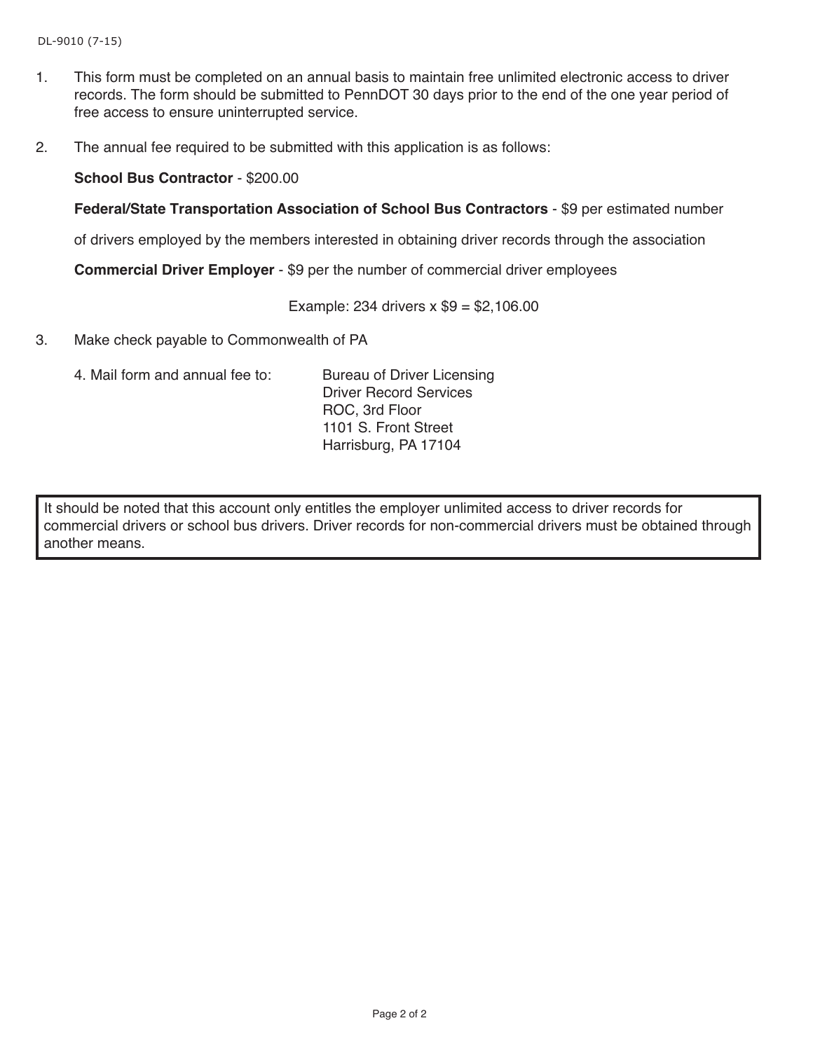DL-9010 (7-15)

1. This form must be completed on an annual basis to maintain free unlimited electronic access to driver records. The form should be submitted to PennDOT 30 days prior to the end of the one year period of free access to ensure uninterrupted service.

2. The annual fee required to be submitted with this application is as follows:

   **School Bus Contractor** - $200.00

   **Federal/State Transportation Association of School Bus Contractors** - $9 per estimated number of drivers employed by the members interested in obtaining driver records through the association

   **Commercial Driver Employer** - $9 per the number of commercial driver employees

   Example: 234 drivers x $9 = $2,106.00

3. Make check payable to Commonwealth of PA

4. Mail form and annual fee to:

   Bureau of Driver Licensing
   Driver Record Services
   ROC, 3rd Floor
   1101 S. Front Street
   Harrisburg, PA 17104

It should be noted that this account only entitles the employer unlimited access to driver records for commercial drivers or school bus drivers. Driver records for non-commercial drivers must be obtained through another means.